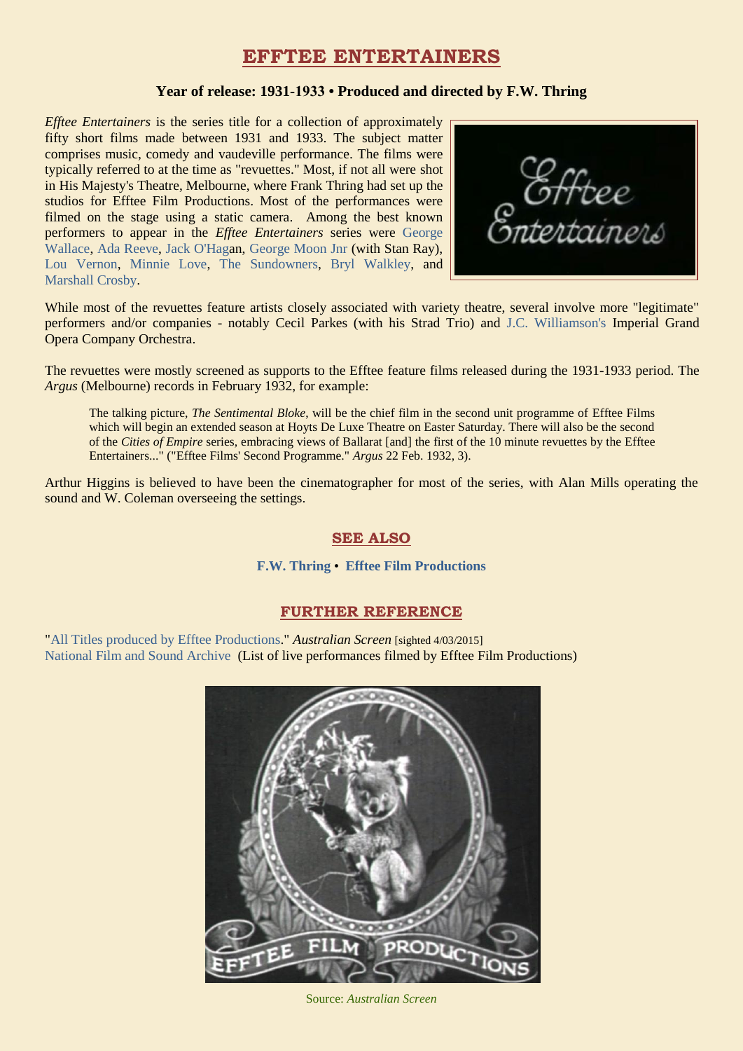# EFFTEE ENTERTAINERS

**Year of release: 1931-1933 • Produced and directed by F.W. Thring**

*Efftee Entertainers* is the series title for a collection of approximately fifty short films made between 1931 and 1933. The subject matter comprises music, comedy and vaudeville performance. The films were typically referred to at the time as "revuettes." Most, if not all were shot in His Majesty's Theatre, Melbourne, where Frank Thring had set up the studios for Efftee Film Productions. Most of the performances were filmed on the stage using a static camera. Among the best known performers to appear in the *Efftee Entertainers* series were George Wallace, Ada Reeve, Jack O'Hagan, George Moon Jnr (with Stan Ray), Lou Vernon, Minnie Love, The Sundowners, Bryl Walkley, and Marshall Crosby.

While most of the revuettes feature artists closely associated with variety theatre, several involve more "legitimate" performers and/or companies - notably Cecil Parkes (with his Strad Trio) and J.C. Williamson's Imperial Grand Opera Company Orchestra.

The revuettes were mostly screened as supports to the Efftee feature films released during the 1931-1933 period. The *Argus* (Melbourne) records in February 1932, for example:

> The talking picture, *The Sentimental Bloke*, will be the chief film in the second unit programme of Efftee Films which will begin an extended season at Hoyts De Luxe Theatre on Easter Saturday. There will also be the second of the *Cities of Empire* series, embracing views of Ballarat [and] the first of the 10 minute revuettes by the Efftee Entertainers..." ("Efftee Films' Second Programme." *Argus* 22 Feb. 1932, 3).

Arthur Higgins is believed to have been the cinematographer for most of the series, with Alan Mills operating the sound and W. Coleman overseeing the settings.

## SEE ALSO

**F.W. Thring** • **Efftee Film Productions**

## FURTHER REFERENCE

"All Titles produced by Efftee Productions." *Australian Screen* [sighted 4/03/2015]
National Film and Sound Archive (List of live performances filmed by Efftee Film Productions)

Source: *Australian Screen*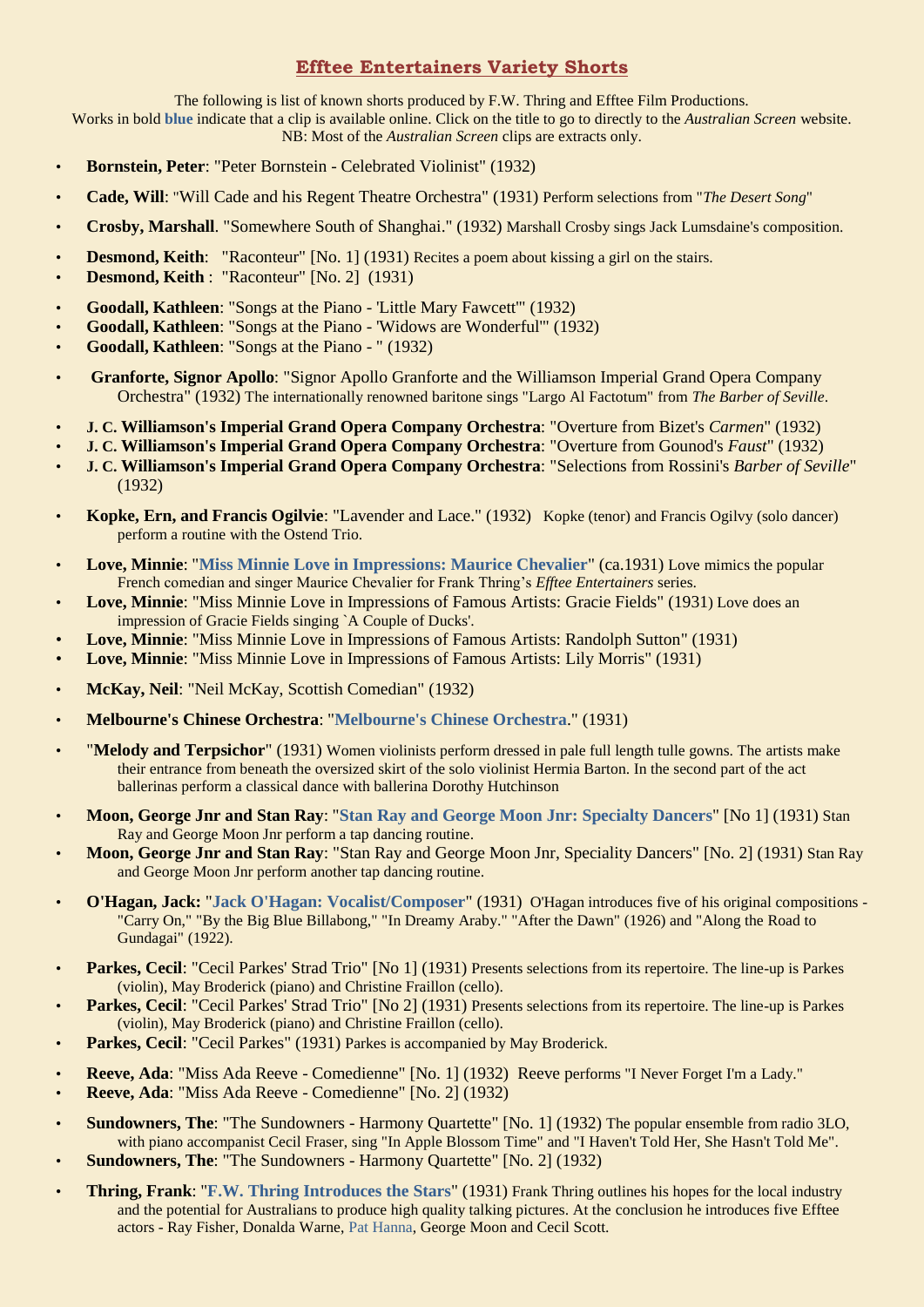## Efftee Entertainers Variety Shorts

The following is list of known shorts produced by F.W. Thring and Efftee Film Productions.
Works in bold **blue** indicate that a clip is available online. Click on the title to go to directly to the *Australian Screen* website.
NB: Most of the *Australian Screen* clips are extracts only.

- **Bornstein, Peter**: "Peter Bornstein - Celebrated Violinist" (1932)
- **Cade, Will**: "Will Cade and his Regent Theatre Orchestra" (1931) Perform selections from "*The Desert Song*"
- **Crosby, Marshall**. "Somewhere South of Shanghai." (1932) Marshall Crosby sings Jack Lumsdaine's composition.
- **Desmond, Keith**: "Raconteur" [No. 1] (1931) Recites a poem about kissing a girl on the stairs.
- **Desmond, Keith** : "Raconteur" [No. 2] (1931)
- **Goodall, Kathleen**: "Songs at the Piano - 'Little Mary Fawcett'" (1932)
- **Goodall, Kathleen**: "Songs at the Piano - 'Widows are Wonderful'" (1932)
- **Goodall, Kathleen**: "Songs at the Piano - " (1932)
- **Granforte, Signor Apollo**: "Signor Apollo Granforte and the Williamson Imperial Grand Opera Company Orchestra" (1932) The internationally renowned baritone sings "Largo Al Factotum" from *The Barber of Seville*.
- **J. C. Williamson's Imperial Grand Opera Company Orchestra**: "Overture from Bizet's *Carmen*" (1932)
- **J. C. Williamson's Imperial Grand Opera Company Orchestra**: "Overture from Gounod's *Faust*" (1932)
- **J. C. Williamson's Imperial Grand Opera Company Orchestra**: "Selections from Rossini's *Barber of Seville*" (1932)
- **Kopke, Ern, and Francis Ogilvie**: "Lavender and Lace." (1932) Kopke (tenor) and Francis Ogilvy (solo dancer) perform a routine with the Ostend Trio.
- **Love, Minnie**: "**Miss Minnie Love in Impressions: Maurice Chevalier**" (ca.1931) Love mimics the popular French comedian and singer Maurice Chevalier for Frank Thring's *Efftee Entertainers* series.
- **Love, Minnie**: "Miss Minnie Love in Impressions of Famous Artists: Gracie Fields" (1931) Love does an impression of Gracie Fields singing `A Couple of Ducks'.
- **Love, Minnie**: "Miss Minnie Love in Impressions of Famous Artists: Randolph Sutton" (1931)
- **Love, Minnie**: "Miss Minnie Love in Impressions of Famous Artists: Lily Morris" (1931)
- **McKay, Neil**: "Neil McKay, Scottish Comedian" (1932)
- **Melbourne's Chinese Orchestra**: "**Melbourne's Chinese Orchestra**." (1931)
- "**Melody and Terpsichor**" (1931) Women violinists perform dressed in pale full length tulle gowns. The artists make their entrance from beneath the oversized skirt of the solo violinist Hermia Barton. In the second part of the act ballerinas perform a classical dance with ballerina Dorothy Hutchinson
- **Moon, George Jnr and Stan Ray**: "**Stan Ray and George Moon Jnr: Specialty Dancers**" [No 1] (1931) Stan Ray and George Moon Jnr perform a tap dancing routine.
- **Moon, George Jnr and Stan Ray**: "Stan Ray and George Moon Jnr, Speciality Dancers" [No. 2] (1931) Stan Ray and George Moon Jnr perform another tap dancing routine.
- **O'Hagan, Jack:** "**Jack O'Hagan: Vocalist/Composer**" (1931) O'Hagan introduces five of his original compositions - "Carry On," "By the Big Blue Billabong," "In Dreamy Araby." "After the Dawn" (1926) and "Along the Road to Gundagai" (1922).
- **Parkes, Cecil**: "Cecil Parkes' Strad Trio" [No 1] (1931) Presents selections from its repertoire. The line-up is Parkes (violin), May Broderick (piano) and Christine Fraillon (cello).
- **Parkes, Cecil**: "Cecil Parkes' Strad Trio" [No 2] (1931) Presents selections from its repertoire. The line-up is Parkes (violin), May Broderick (piano) and Christine Fraillon (cello).
- **Parkes, Cecil**: "Cecil Parkes" (1931) Parkes is accompanied by May Broderick.
- **Reeve, Ada**: "Miss Ada Reeve - Comedienne" [No. 1] (1932) Reeve performs "I Never Forget I'm a Lady."
- **Reeve, Ada**: "Miss Ada Reeve - Comedienne" [No. 2] (1932)
- **Sundowners, The**: "The Sundowners - Harmony Quartette" [No. 1] (1932) The popular ensemble from radio 3LO, with piano accompanist Cecil Fraser, sing "In Apple Blossom Time" and "I Haven't Told Her, She Hasn't Told Me".
- **Sundowners, The**: "The Sundowners - Harmony Quartette" [No. 2] (1932)
- **Thring, Frank**: "**F.W. Thring Introduces the Stars**" (1931) Frank Thring outlines his hopes for the local industry and the potential for Australians to produce high quality talking pictures. At the conclusion he introduces five Efftee actors - Ray Fisher, Donalda Warne, Pat Hanna, George Moon and Cecil Scott.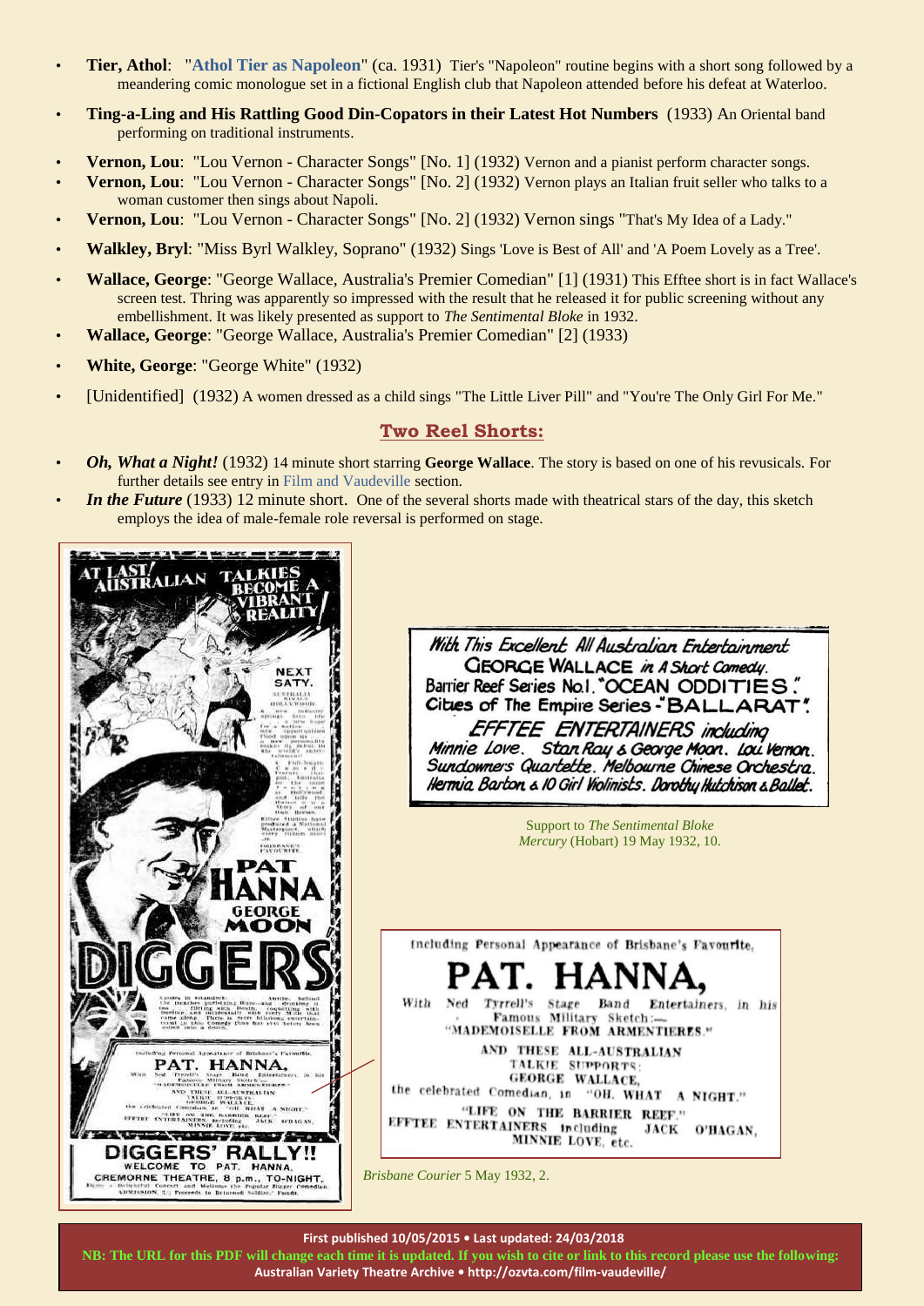- **Tier, Athol**: "Athol Tier as Napoleon" (ca. 1931) Tier's "Napoleon" routine begins with a short song followed by a meandering comic monologue set in a fictional English club that Napoleon attended before his defeat at Waterloo.
- **Ting-a-Ling and His Rattling Good Din-Copators in their Latest Hot Numbers** (1933) An Oriental band performing on traditional instruments.
- **Vernon, Lou**: "Lou Vernon - Character Songs" [No. 1] (1932) Vernon and a pianist perform character songs.
- **Vernon, Lou**: "Lou Vernon - Character Songs" [No. 2] (1932) Vernon plays an Italian fruit seller who talks to a woman customer then sings about Napoli.
- **Vernon, Lou**: "Lou Vernon - Character Songs" [No. 2] (1932) Vernon sings "That's My Idea of a Lady."
- **Walkley, Bryl**: "Miss Byrl Walkley, Soprano" (1932) Sings 'Love is Best of All' and 'A Poem Lovely as a Tree'.
- **Wallace, George**: "George Wallace, Australia's Premier Comedian" [1] (1931) This Efftee short is in fact Wallace's screen test. Thring was apparently so impressed with the result that he released it for public screening without any embellishment. It was likely presented as support to *The Sentimental Bloke* in 1932.
- **Wallace, George**: "George Wallace, Australia's Premier Comedian" [2] (1933)
- **White, George**: "George White" (1932)
- [Unidentified] (1932) A women dressed as a child sings "The Little Liver Pill" and "You're The Only Girl For Me."

## Two Reel Shorts:

- ***Oh, What a Night!*** (1932) 14 minute short starring **George Wallace**. The story is based on one of his revusicals. For further details see entry in Film and Vaudeville section.
- ***In the Future*** (1933) 12 minute short. One of the several shorts made with theatrical stars of the day, this sketch employs the idea of male-female role reversal is performed on stage.

AT LAST! AUSTRALIAN TALKIES BECOME A VIBRANT REALITY!

NEXT SATY.

PAT HANNA GEORGE MOON DIGGERS

DIGGERS' RALLY!! WELCOME TO PAT. HANNA, CREMORNE THEATRE, 8 p.m., TO-NIGHT.

With This Excellent All Australian Entertainment
GEORGE WALLACE in A Short Comedy.
Barrier Reef Series No.1. "OCEAN ODDITIES."
Cities of The Empire Series - "BALLARAT".
EFFTEE ENTERTAINERS including
Minnie Love. Stan Ray & George Moon. Lou Vernon.
Sundowners Quartette. Melbourne Chinese Orchestra.
Hermia Barton & 10 Girl Violinists. Dorothy Hutchison & Ballet.

Support to *The Sentimental Bloke*
*Mercury* (Hobart) 19 May 1932, 10.

Including Personal Appearance of Brisbane's Favourite,
PAT. HANNA,
With Ned Tyrrell's Stage Band Entertainers, in his Famous Military Sketch:—
"MADEMOISELLE FROM ARMENTIERES."
AND THESE ALL-AUSTRALIAN TALKIE SUPPORTS:
GEORGE WALLACE,
the celebrated Comedian, in "OH, WHAT A NIGHT."
"LIFE ON THE BARRIER REEF."
EFFTEE ENTERTAINERS including JACK O'HAGAN, MINNIE LOVE, etc.

*Brisbane Courier* 5 May 1932, 2.

First published 10/05/2015 • Last updated: 24/03/2018
NB: The URL for this PDF will change each time it is updated. If you wish to cite or link to this record please use the following:
Australian Variety Theatre Archive • http://ozvta.com/film-vaudeville/